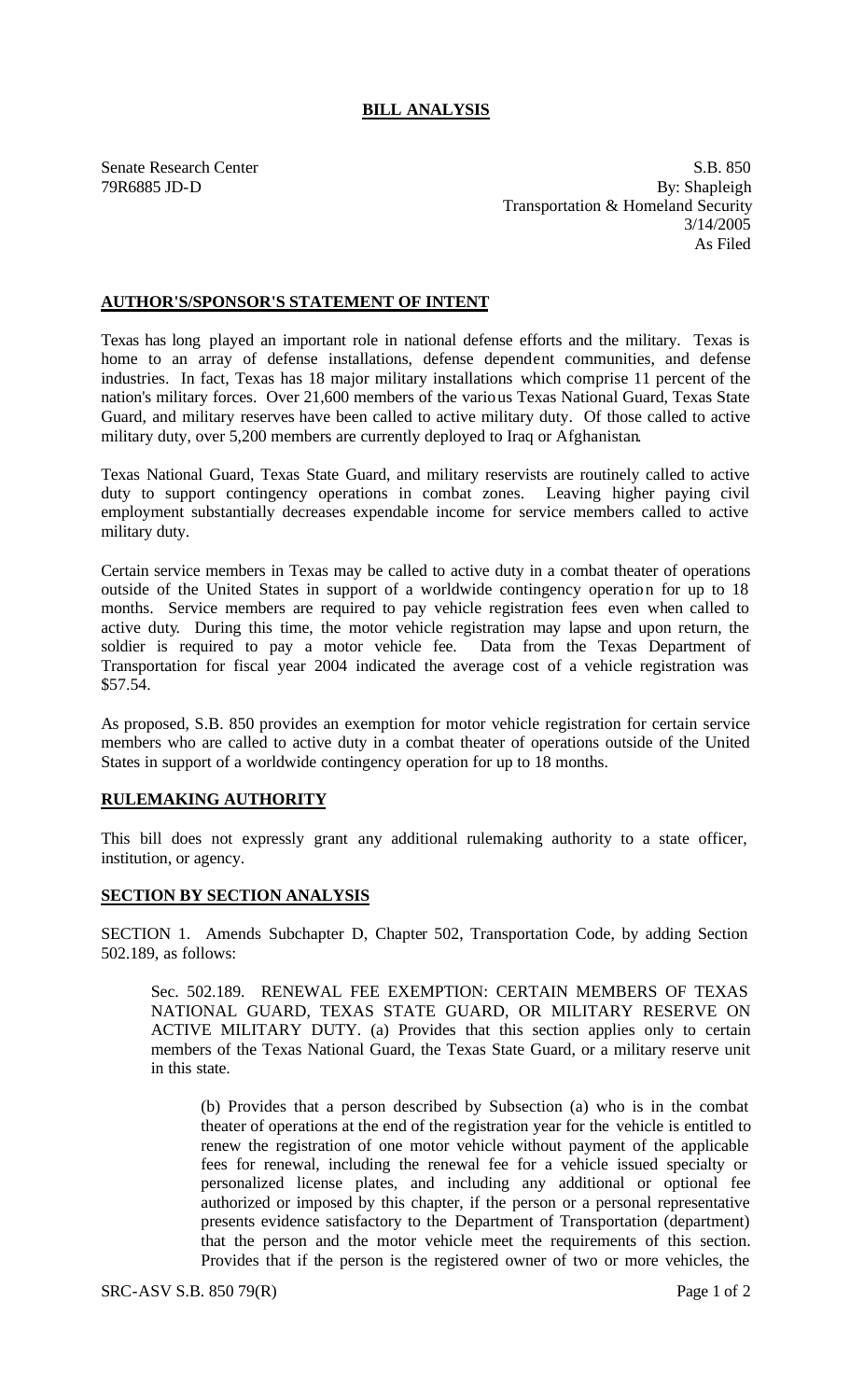## BILL ANALYSIS

Senate Research Center
79R6885 JD-D

S.B. 850
By: Shapleigh
Transportation & Homeland Security
3/14/2005
As Filed

### AUTHOR'S/SPONSOR'S STATEMENT OF INTENT

Texas has long played an important role in national defense efforts and the military. Texas is home to an array of defense installations, defense dependent communities, and defense industries. In fact, Texas has 18 major military installations which comprise 11 percent of the nation's military forces. Over 21,600 members of the various Texas National Guard, Texas State Guard, and military reserves have been called to active military duty. Of those called to active military duty, over 5,200 members are currently deployed to Iraq or Afghanistan.

Texas National Guard, Texas State Guard, and military reservists are routinely called to active duty to support contingency operations in combat zones. Leaving higher paying civil employment substantially decreases expendable income for service members called to active military duty.

Certain service members in Texas may be called to active duty in a combat theater of operations outside of the United States in support of a worldwide contingency operation for up to 18 months. Service members are required to pay vehicle registration fees even when called to active duty. During this time, the motor vehicle registration may lapse and upon return, the soldier is required to pay a motor vehicle fee. Data from the Texas Department of Transportation for fiscal year 2004 indicated the average cost of a vehicle registration was $57.54.

As proposed, S.B. 850 provides an exemption for motor vehicle registration for certain service members who are called to active duty in a combat theater of operations outside of the United States in support of a worldwide contingency operation for up to 18 months.

### RULEMAKING AUTHORITY

This bill does not expressly grant any additional rulemaking authority to a state officer, institution, or agency.

### SECTION BY SECTION ANALYSIS

SECTION 1. Amends Subchapter D, Chapter 502, Transportation Code, by adding Section 502.189, as follows:

> Sec. 502.189. RENEWAL FEE EXEMPTION: CERTAIN MEMBERS OF TEXAS NATIONAL GUARD, TEXAS STATE GUARD, OR MILITARY RESERVE ON ACTIVE MILITARY DUTY. (a) Provides that this section applies only to certain members of the Texas National Guard, the Texas State Guard, or a military reserve unit in this state.
>
> > (b) Provides that a person described by Subsection (a) who is in the combat theater of operations at the end of the registration year for the vehicle is entitled to renew the registration of one motor vehicle without payment of the applicable fees for renewal, including the renewal fee for a vehicle issued specialty or personalized license plates, and including any additional or optional fee authorized or imposed by this chapter, if the person or a personal representative presents evidence satisfactory to the Department of Transportation (department) that the person and the motor vehicle meet the requirements of this section. Provides that if the person is the registered owner of two or more vehicles, the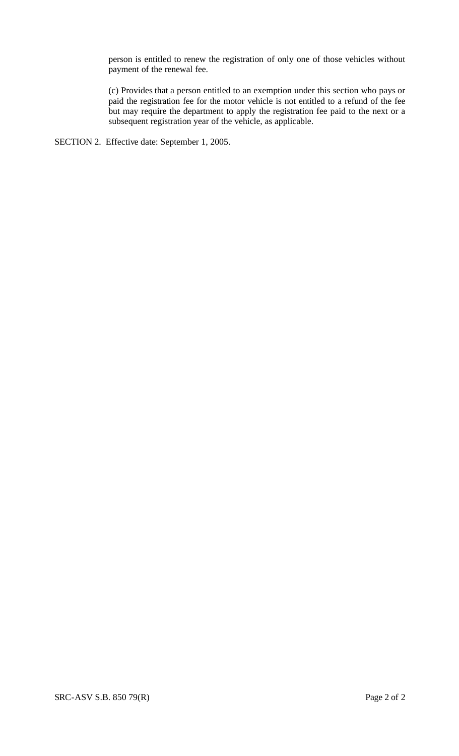person is entitled to renew the registration of only one of those vehicles without payment of the renewal fee.

(c) Provides that a person entitled to an exemption under this section who pays or paid the registration fee for the motor vehicle is not entitled to a refund of the fee but may require the department to apply the registration fee paid to the next or a subsequent registration year of the vehicle, as applicable.

SECTION 2. Effective date: September 1, 2005.